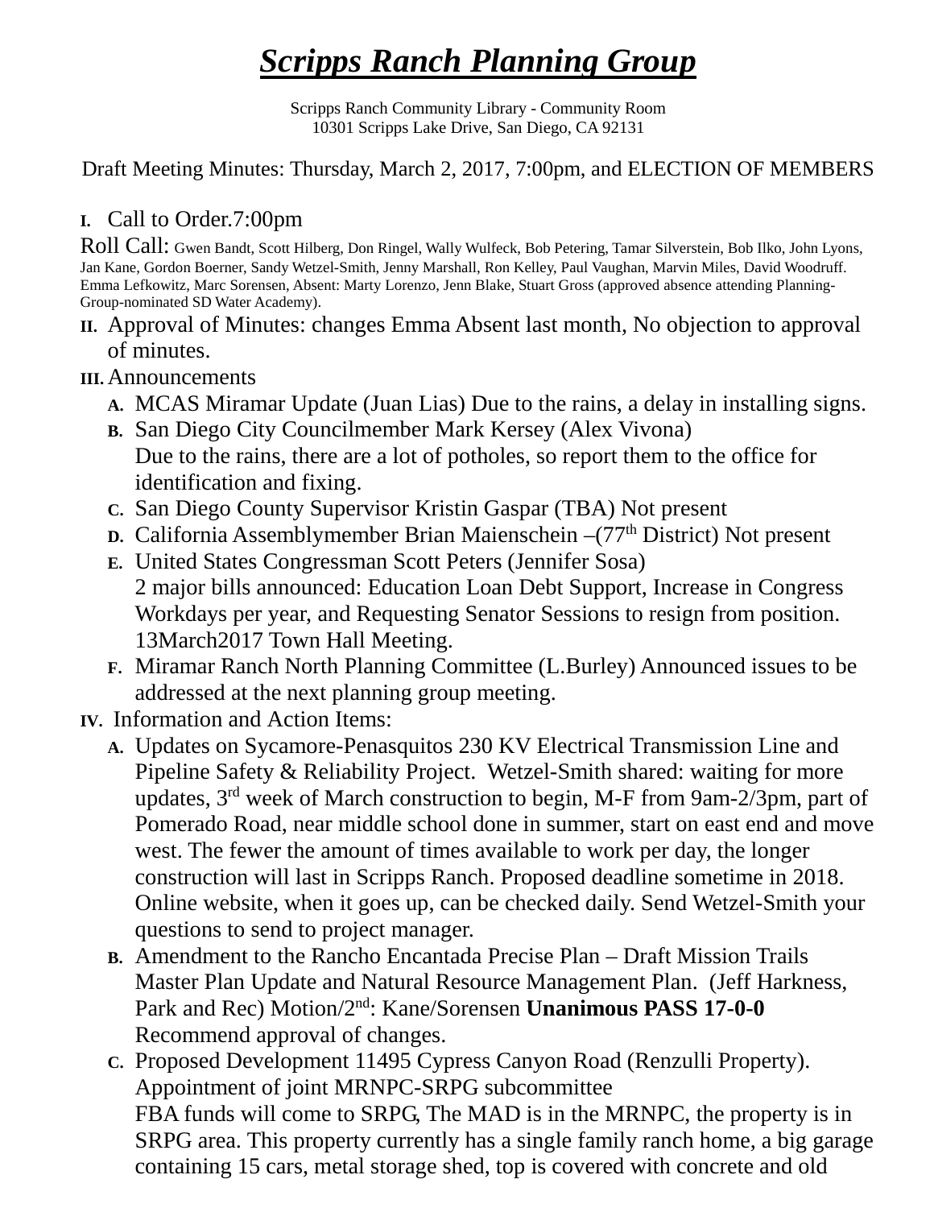# ***Scripps Ranch Planning Group***

Scripps Ranch Community Library - Community Room
10301 Scripps Lake Drive, San Diego, CA 92131

Draft Meeting Minutes: Thursday, March 2, 2017, 7:00pm, and ELECTION OF MEMBERS

I. Call to Order.7:00pm

Roll Call: Gwen Bandt, Scott Hilberg, Don Ringel, Wally Wulfeck, Bob Petering, Tamar Silverstein, Bob Ilko, John Lyons, Jan Kane, Gordon Boerner, Sandy Wetzel-Smith, Jenny Marshall, Ron Kelley, Paul Vaughan, Marvin Miles, David Woodruff. Emma Lefkowitz, Marc Sorensen, Absent: Marty Lorenzo, Jenn Blake, Stuart Gross (approved absence attending Planning-Group-nominated SD Water Academy).

II. Approval of Minutes: changes Emma Absent last month, No objection to approval of minutes.

III. Announcements
   - A. MCAS Miramar Update (Juan Lias) Due to the rains, a delay in installing signs.
   - B. San Diego City Councilmember Mark Kersey (Alex Vivona) Due to the rains, there are a lot of potholes, so report them to the office for identification and fixing.
   - C. San Diego County Supervisor Kristin Gaspar (TBA) Not present
   - D. California Assemblymember Brian Maienschein –(77th District) Not present
   - E. United States Congressman Scott Peters (Jennifer Sosa) 2 major bills announced: Education Loan Debt Support, Increase in Congress Workdays per year, and Requesting Senator Sessions to resign from position. 13March2017 Town Hall Meeting.
   - F. Miramar Ranch North Planning Committee (L.Burley) Announced issues to be addressed at the next planning group meeting.

IV. Information and Action Items:
   - A. Updates on Sycamore-Penasquitos 230 KV Electrical Transmission Line and Pipeline Safety & Reliability Project. Wetzel-Smith shared: waiting for more updates, 3rd week of March construction to begin, M-F from 9am-2/3pm, part of Pomerado Road, near middle school done in summer, start on east end and move west. The fewer the amount of times available to work per day, the longer construction will last in Scripps Ranch. Proposed deadline sometime in 2018. Online website, when it goes up, can be checked daily. Send Wetzel-Smith your questions to send to project manager.
   - B. Amendment to the Rancho Encantada Precise Plan – Draft Mission Trails Master Plan Update and Natural Resource Management Plan. (Jeff Harkness, Park and Rec) Motion/2nd: Kane/Sorensen **Unanimous PASS 17-0-0** Recommend approval of changes.
   - C. Proposed Development 11495 Cypress Canyon Road (Renzulli Property). Appointment of joint MRNPC-SRPG subcommittee FBA funds will come to SRPG, The MAD is in the MRNPC, the property is in SRPG area. This property currently has a single family ranch home, a big garage containing 15 cars, metal storage shed, top is covered with concrete and old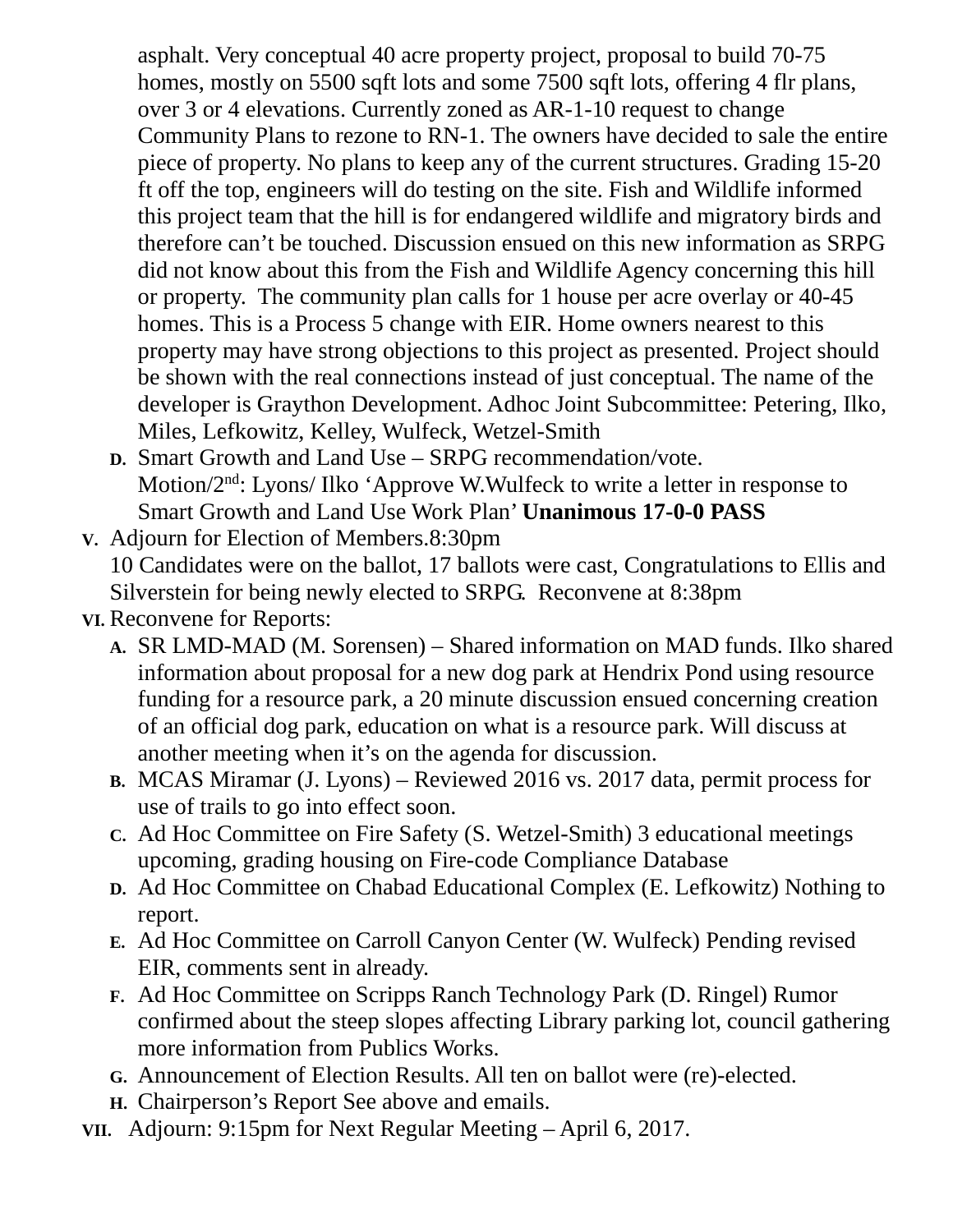asphalt. Very conceptual 40 acre property project, proposal to build 70-75 homes, mostly on 5500 sqft lots and some 7500 sqft lots, offering 4 flr plans, over 3 or 4 elevations. Currently zoned as AR-1-10 request to change Community Plans to rezone to RN-1. The owners have decided to sale the entire piece of property. No plans to keep any of the current structures. Grading 15-20 ft off the top, engineers will do testing on the site. Fish and Wildlife informed this project team that the hill is for endangered wildlife and migratory birds and therefore can't be touched. Discussion ensued on this new information as SRPG did not know about this from the Fish and Wildlife Agency concerning this hill or property. The community plan calls for 1 house per acre overlay or 40-45 homes. This is a Process 5 change with EIR. Home owners nearest to this property may have strong objections to this project as presented. Project should be shown with the real connections instead of just conceptual. The name of the developer is Graython Development. Adhoc Joint Subcommittee: Petering, Ilko, Miles, Lefkowitz, Kelley, Wulfeck, Wetzel-Smith

   D. Smart Growth and Land Use – SRPG recommendation/vote. Motion/2nd: Lyons/ Ilko 'Approve W.Wulfeck to write a letter in response to Smart Growth and Land Use Work Plan' **Unanimous 17-0-0 PASS**

V. Adjourn for Election of Members.8:30pm
10 Candidates were on the ballot, 17 ballots were cast, Congratulations to Ellis and Silverstein for being newly elected to SRPG. Reconvene at 8:38pm

VI. Reconvene for Reports:

   A. SR LMD-MAD (M. Sorensen) – Shared information on MAD funds. Ilko shared information about proposal for a new dog park at Hendrix Pond using resource funding for a resource park, a 20 minute discussion ensued concerning creation of an official dog park, education on what is a resource park. Will discuss at another meeting when it's on the agenda for discussion.
   B. MCAS Miramar (J. Lyons) – Reviewed 2016 vs. 2017 data, permit process for use of trails to go into effect soon.
   C. Ad Hoc Committee on Fire Safety (S. Wetzel-Smith) 3 educational meetings upcoming, grading housing on Fire-code Compliance Database
   D. Ad Hoc Committee on Chabad Educational Complex (E. Lefkowitz) Nothing to report.
   E. Ad Hoc Committee on Carroll Canyon Center (W. Wulfeck) Pending revised EIR, comments sent in already.
   F. Ad Hoc Committee on Scripps Ranch Technology Park (D. Ringel) Rumor confirmed about the steep slopes affecting Library parking lot, council gathering more information from Publics Works.
   G. Announcement of Election Results. All ten on ballot were (re)-elected.
   H. Chairperson's Report See above and emails.

VII. Adjourn: 9:15pm for Next Regular Meeting – April 6, 2017.